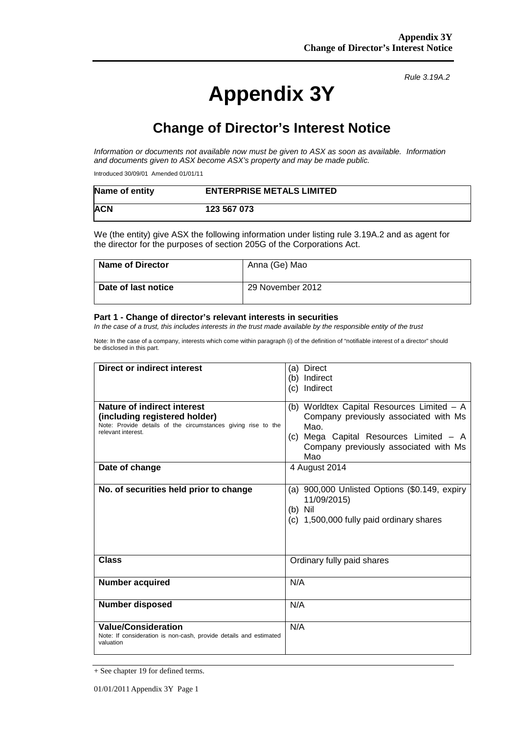*Rule 3.19A.2*

# Appendix 3Y

## Change of Director's Interest Notice

*Information or documents not available now must be given to ASX as soon as available. Information and documents given to ASX become ASX's property and may be made public.*

Introduced 30/09/01 Amended 01/01/11

| **Name of entity** | **ENTERPRISE METALS LIMITED** |
|---|---|
| **ACN** | **123 567 073** |

We (the entity) give ASX the following information under listing rule 3.19A.2 and as agent for the director for the purposes of section 205G of the Corporations Act.

| **Name of Director** | Anna (Ge) Mao |
|---|---|
| **Date of last notice** | 29 November 2012 |

### Part 1 - Change of director's relevant interests in securities

*In the case of a trust, this includes interests in the trust made available by the responsible entity of the trust*

Note: In the case of a company, interests which come within paragraph (i) of the definition of "notifiable interest of a director" should be disclosed in this part.

| **Direct or indirect interest** | (a) Direct<br>(b) Indirect<br>(c) Indirect |
|---|---|
| **Nature of indirect interest (including registered holder)**<br>Note: Provide details of the circumstances giving rise to the relevant interest. | (b) Worldtex Capital Resources Limited – A Company previously associated with Ms Mao.<br>(c) Mega Capital Resources Limited – A Company previously associated with Ms Mao |
| **Date of change** | 4 August 2014 |
| **No. of securities held prior to change** | (a) 900,000 Unlisted Options ($0.149, expiry 11/09/2015)<br>(b) Nil<br>(c) 1,500,000 fully paid ordinary shares |
| **Class** | Ordinary fully paid shares |
| **Number acquired** | N/A |
| **Number disposed** | N/A |
| **Value/Consideration**<br>Note: If consideration is non-cash, provide details and estimated valuation | N/A |

+ See chapter 19 for defined terms.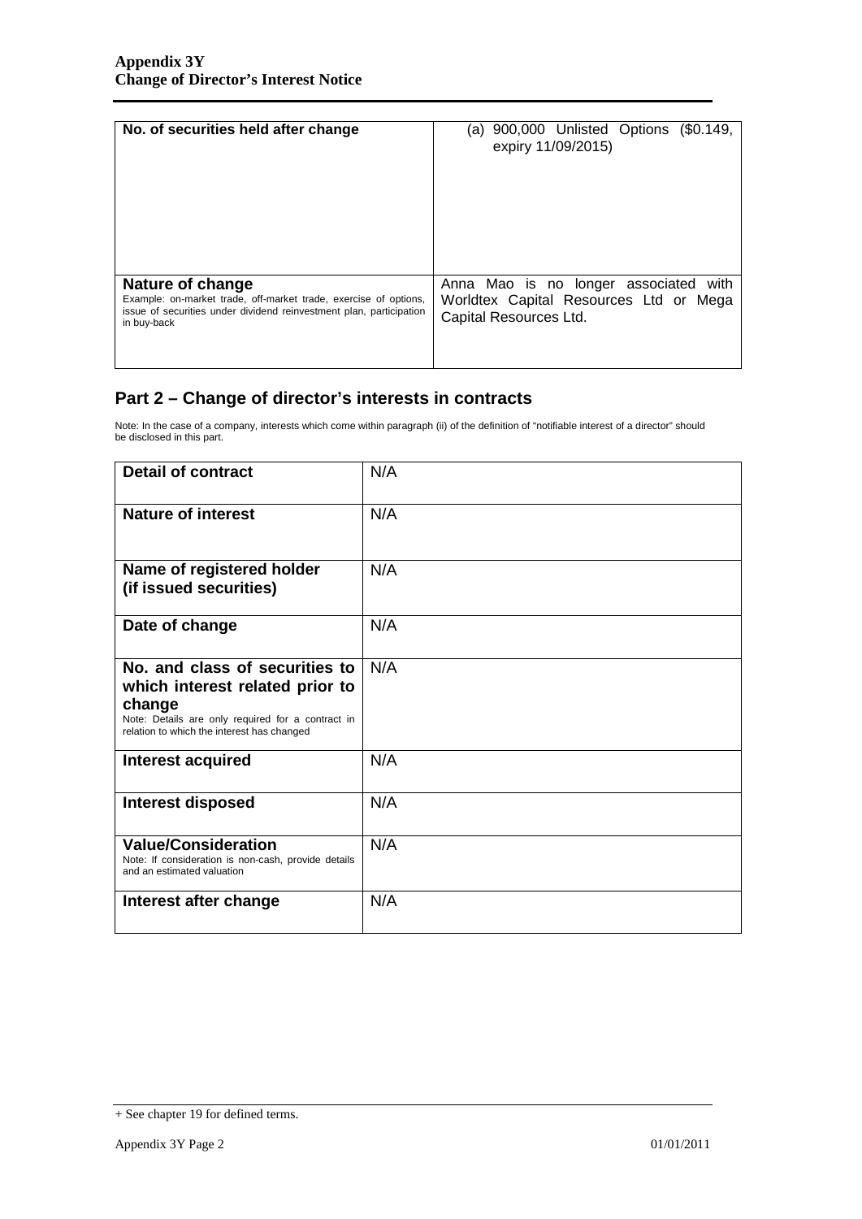| No. of securities held after change | (a) 900,000 Unlisted Options ($0.149, expiry 11/09/2015) |
| --- | --- |
| **Nature of change**<br>Example: on-market trade, off-market trade, exercise of options, issue of securities under dividend reinvestment plan, participation in buy-back | Anna Mao is no longer associated with Worldtex Capital Resources Ltd or Mega Capital Resources Ltd. |

## Part 2 – Change of director's interests in contracts

Note: In the case of a company, interests which come within paragraph (ii) of the definition of "notifiable interest of a director" should be disclosed in this part.

| Detail of contract | N/A |
| --- | --- |
| **Nature of interest** | N/A |
| **Name of registered holder (if issued securities)** | N/A |
| **Date of change** | N/A |
| **No. and class of securities to which interest related prior to change**<br>Note: Details are only required for a contract in relation to which the interest has changed | N/A |
| **Interest acquired** | N/A |
| **Interest disposed** | N/A |
| **Value/Consideration**<br>Note: If consideration is non-cash, provide details and an estimated valuation | N/A |
| **Interest after change** | N/A |

+ See chapter 19 for defined terms.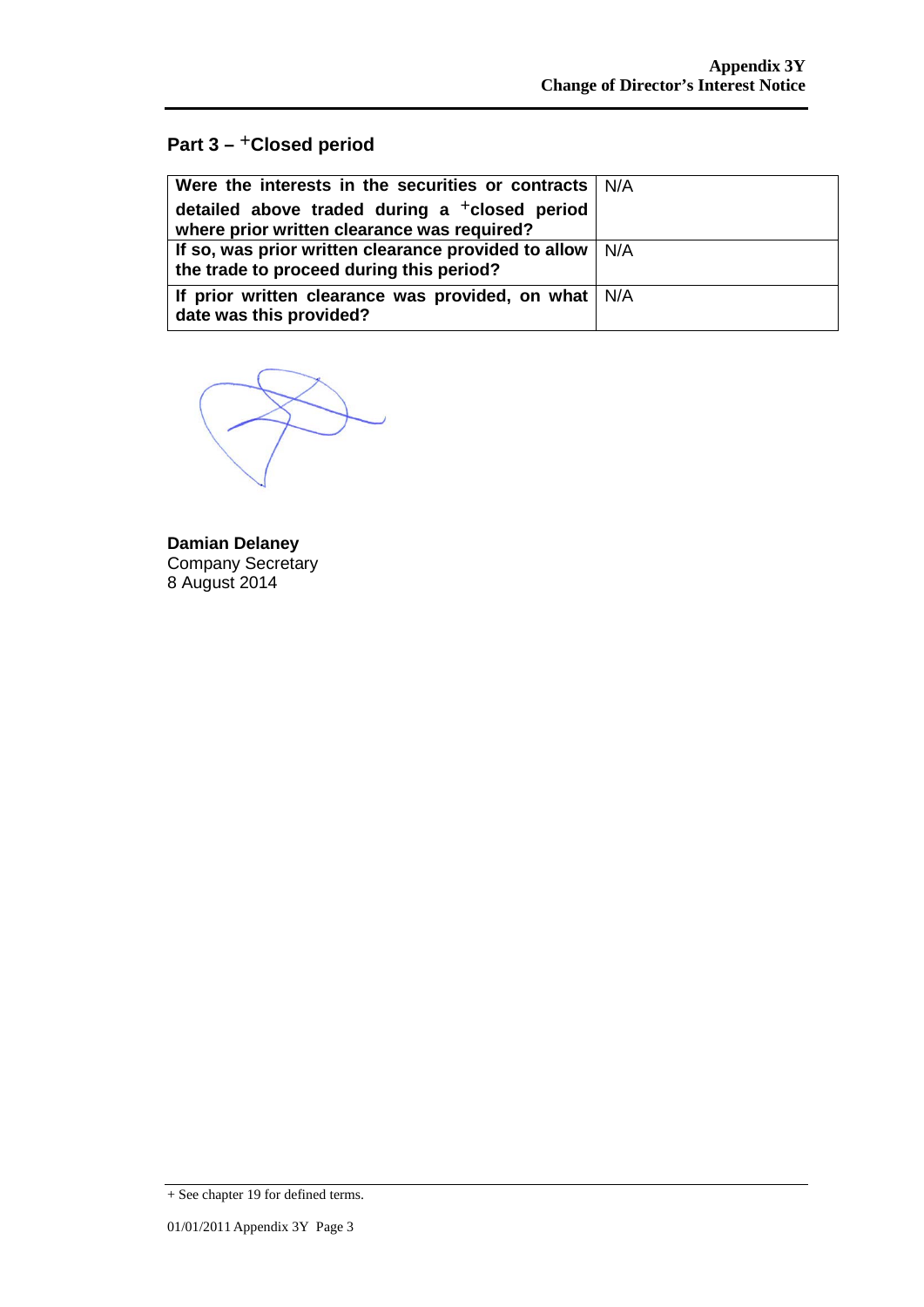## Part 3 – +Closed period

| | |
|---|---|
| **Were the interests in the securities or contracts detailed above traded during a +closed period where prior written clearance was required?** | N/A |
| **If so, was prior written clearance provided to allow the trade to proceed during this period?** | N/A |
| **If prior written clearance was provided, on what date was this provided?** | N/A |

**Damian Delaney**
Company Secretary
8 August 2014

+ See chapter 19 for defined terms.